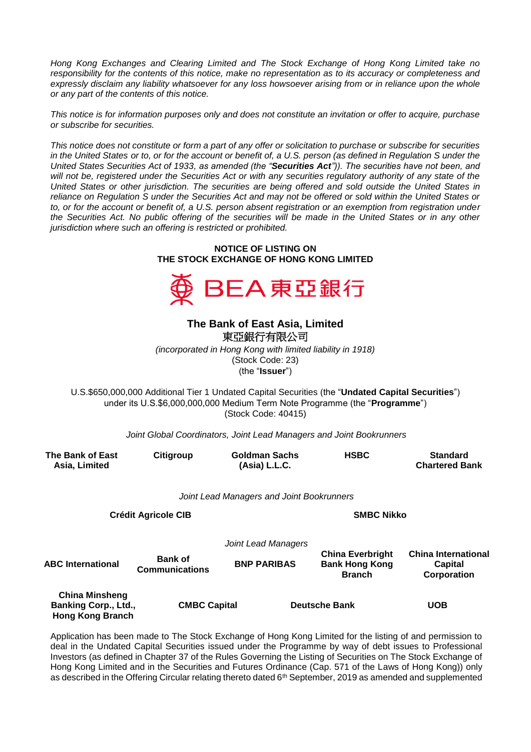*Hong Kong Exchanges and Clearing Limited and The Stock Exchange of Hong Kong Limited take no responsibility for the contents of this notice, make no representation as to its accuracy or completeness and expressly disclaim any liability whatsoever for any loss howsoever arising from or in reliance upon the whole or any part of the contents of this notice.*

*This notice is for information purposes only and does not constitute an invitation or offer to acquire, purchase or subscribe for securities.*

*This notice does not constitute or form a part of any offer or solicitation to purchase or subscribe for securities in the United States or to, or for the account or benefit of, a U.S. person (as defined in Regulation S under the United States Securities Act of 1933, as amended (the "**Securities Act**")). The securities have not been, and will not be, registered under the Securities Act or with any securities regulatory authority of any state of the United States or other jurisdiction. The securities are being offered and sold outside the United States in reliance on Regulation S under the Securities Act and may not be offered or sold within the United States or to, or for the account or benefit of, a U.S. person absent registration or an exemption from registration under the Securities Act. No public offering of the securities will be made in the United States or in any other jurisdiction where such an offering is restricted or prohibited.*

**NOTICE OF LISTING ON THE STOCK EXCHANGE OF HONG KONG LIMITED**

BEA 東亞銀行

## The Bank of East Asia, Limited

東亞銀行有限公司

*(incorporated in Hong Kong with limited liability in 1918)*

(Stock Code: 23)

(the "**Issuer**")

U.S.$650,000,000 Additional Tier 1 Undated Capital Securities (the "**Undated Capital Securities**") under its U.S.$6,000,000,000 Medium Term Note Programme (the "**Programme**")
(Stock Code: 40415)

*Joint Global Coordinators, Joint Lead Managers and Joint Bookrunners*

**The Bank of East Asia, Limited** | **Citigroup** | **Goldman Sachs (Asia) L.L.C.** | **HSBC** | **Standard Chartered Bank**

*Joint Lead Managers and Joint Bookrunners*

**Crédit Agricole CIB** | **SMBC Nikko**

*Joint Lead Managers*

**ABC International** | **Bank of Communications** | **BNP PARIBAS** | **China Everbright Bank Hong Kong Branch** | **China International Capital Corporation**

**China Minsheng Banking Corp., Ltd., Hong Kong Branch** | **CMBC Capital** | **Deutsche Bank** | **UOB**

Application has been made to The Stock Exchange of Hong Kong Limited for the listing of and permission to deal in the Undated Capital Securities issued under the Programme by way of debt issues to Professional Investors (as defined in Chapter 37 of the Rules Governing the Listing of Securities on The Stock Exchange of Hong Kong Limited and in the Securities and Futures Ordinance (Cap. 571 of the Laws of Hong Kong)) only as described in the Offering Circular relating thereto dated 6th September, 2019 as amended and supplemented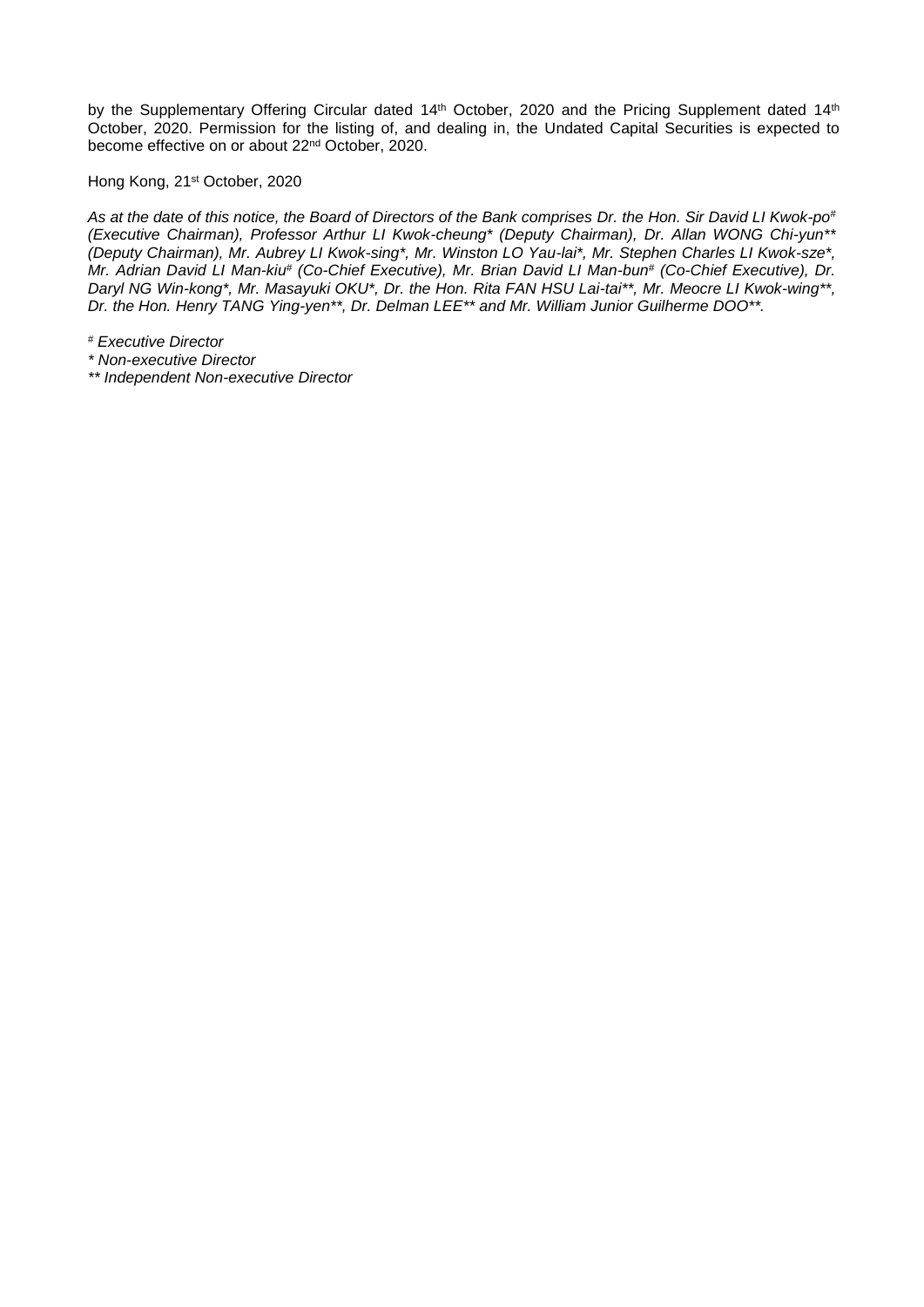by the Supplementary Offering Circular dated 14th October, 2020 and the Pricing Supplement dated 14th October, 2020. Permission for the listing of, and dealing in, the Undated Capital Securities is expected to become effective on or about 22nd October, 2020.

Hong Kong, 21st October, 2020

*As at the date of this notice, the Board of Directors of the Bank comprises Dr. the Hon. Sir David LI Kwok-po# (Executive Chairman), Professor Arthur LI Kwok-cheung* (Deputy Chairman), Dr. Allan WONG Chi-yun** (Deputy Chairman), Mr. Aubrey LI Kwok-sing*, Mr. Winston LO Yau-lai*, Mr. Stephen Charles LI Kwok-sze*, Mr. Adrian David LI Man-kiu# (Co-Chief Executive), Mr. Brian David LI Man-bun# (Co-Chief Executive), Dr. Daryl NG Win-kong*, Mr. Masayuki OKU*, Dr. the Hon. Rita FAN HSU Lai-tai**, Mr. Meocre LI Kwok-wing**, Dr. the Hon. Henry TANG Ying-yen**, Dr. Delman LEE** and Mr. William Junior Guilherme DOO**.*

*# Executive Director*

*\* Non-executive Director*

*\*\* Independent Non-executive Director*